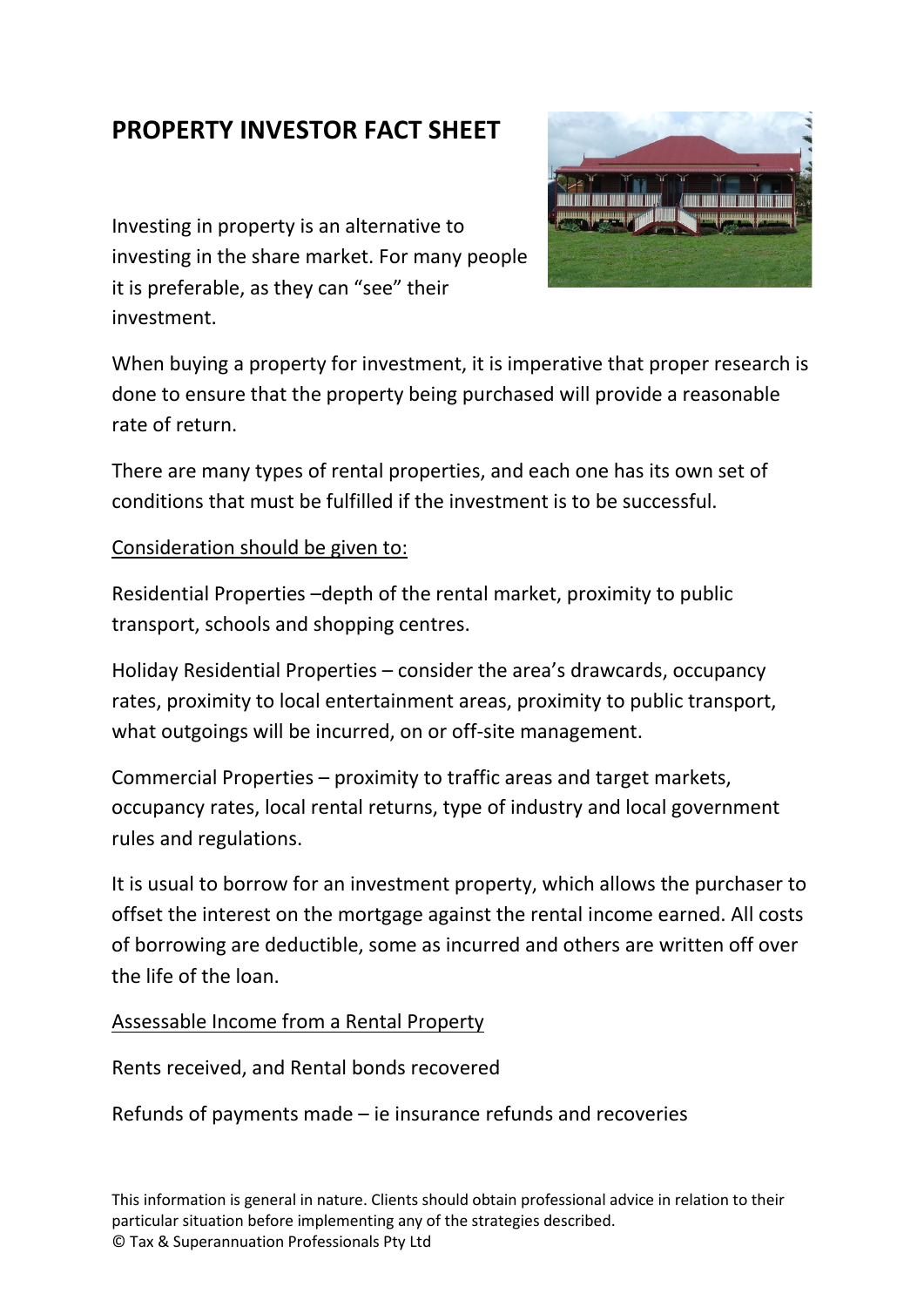# PROPERTY INVESTOR FACT SHEET

Investing in property is an alternative to investing in the share market. For many people it is preferable, as they can "see" their investment.

When buying a property for investment, it is imperative that proper research is done to ensure that the property being purchased will provide a reasonable rate of return.

There are many types of rental properties, and each one has its own set of conditions that must be fulfilled if the investment is to be successful.

<u>Consideration should be given to:</u>

Residential Properties –depth of the rental market, proximity to public transport, schools and shopping centres.

Holiday Residential Properties – consider the area's drawcards, occupancy rates, proximity to local entertainment areas, proximity to public transport, what outgoings will be incurred, on or off-site management.

Commercial Properties – proximity to traffic areas and target markets, occupancy rates, local rental returns, type of industry and local government rules and regulations.

It is usual to borrow for an investment property, which allows the purchaser to offset the interest on the mortgage against the rental income earned. All costs of borrowing are deductible, some as incurred and others are written off over the life of the loan.

<u>Assessable Income from a Rental Property</u>

Rents received, and Rental bonds recovered

Refunds of payments made – ie insurance refunds and recoveries

This information is general in nature. Clients should obtain professional advice in relation to their particular situation before implementing any of the strategies described.
© Tax & Superannuation Professionals Pty Ltd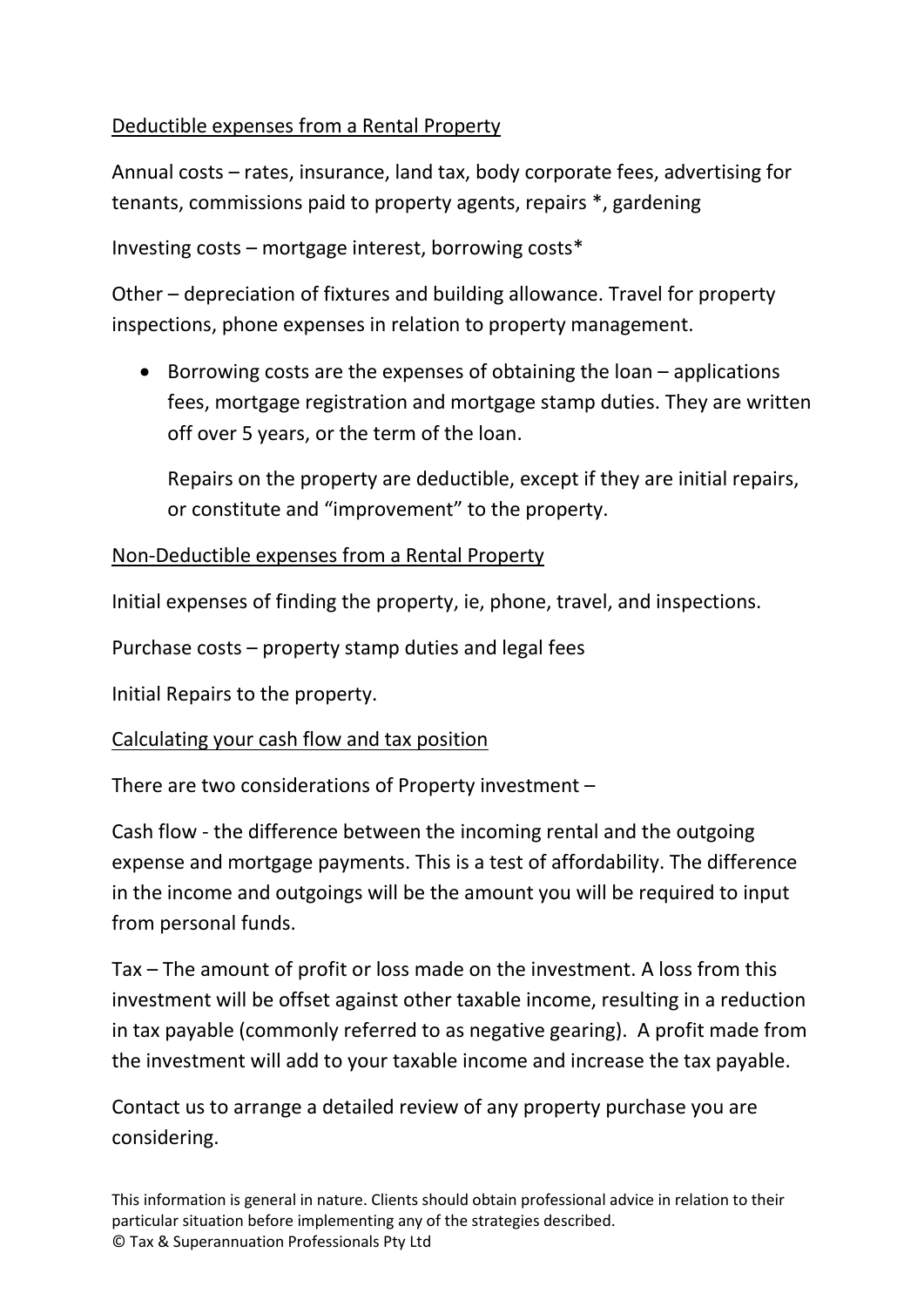Deductible expenses from a Rental Property

Annual costs – rates, insurance, land tax, body corporate fees, advertising for tenants, commissions paid to property agents, repairs *, gardening

Investing costs – mortgage interest, borrowing costs*

Other – depreciation of fixtures and building allowance. Travel for property inspections, phone expenses in relation to property management.

- Borrowing costs are the expenses of obtaining the loan – applications fees, mortgage registration and mortgage stamp duties. They are written off over 5 years, or the term of the loan.

  Repairs on the property are deductible, except if they are initial repairs, or constitute and "improvement" to the property.

Non-Deductible expenses from a Rental Property

Initial expenses of finding the property, ie, phone, travel, and inspections.

Purchase costs – property stamp duties and legal fees

Initial Repairs to the property.

Calculating your cash flow and tax position

There are two considerations of Property investment –

Cash flow - the difference between the incoming rental and the outgoing expense and mortgage payments. This is a test of affordability. The difference in the income and outgoings will be the amount you will be required to input from personal funds.

Tax – The amount of profit or loss made on the investment. A loss from this investment will be offset against other taxable income, resulting in a reduction in tax payable (commonly referred to as negative gearing). A profit made from the investment will add to your taxable income and increase the tax payable.

Contact us to arrange a detailed review of any property purchase you are considering.

This information is general in nature. Clients should obtain professional advice in relation to their particular situation before implementing any of the strategies described.
© Tax & Superannuation Professionals Pty Ltd